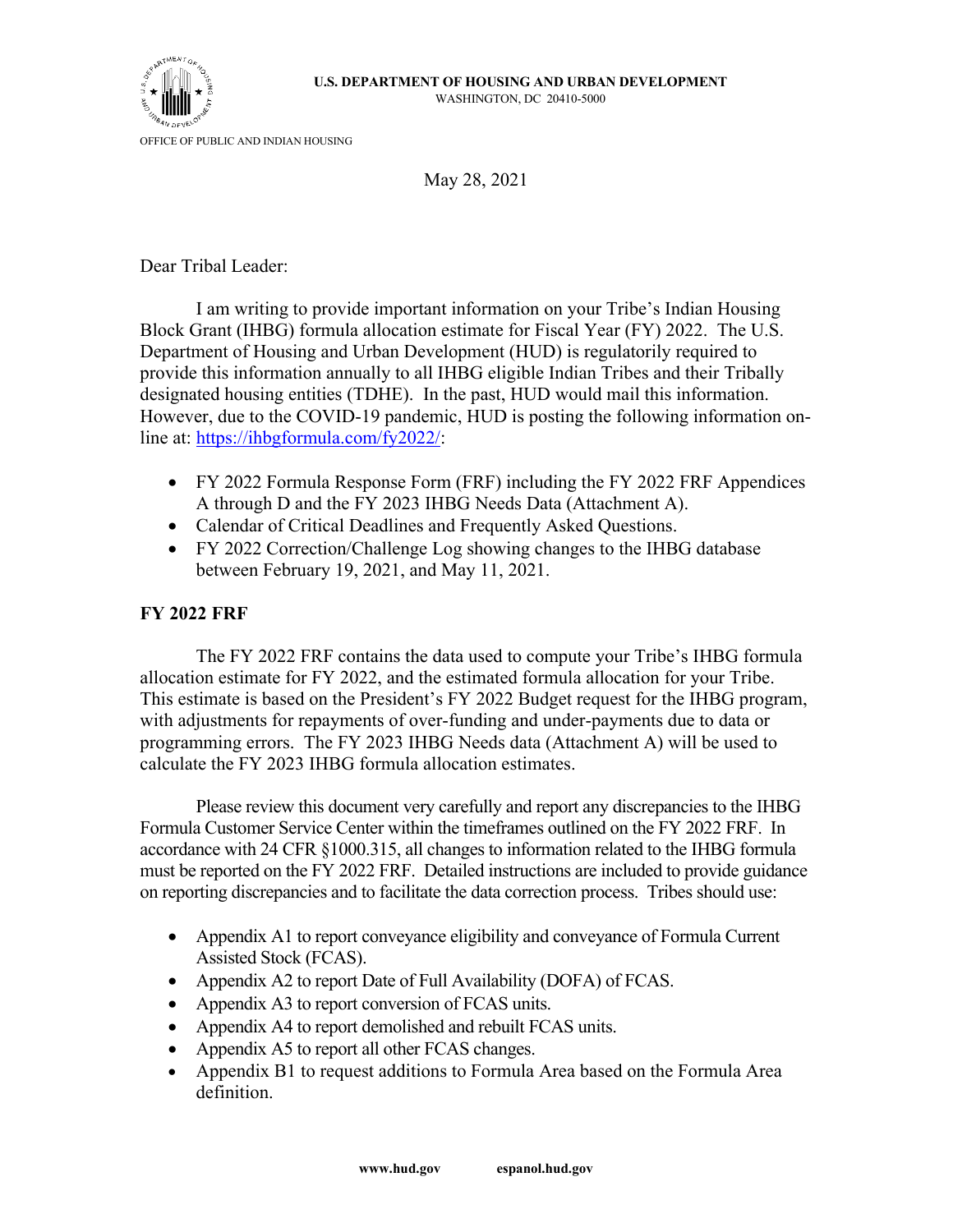U.S. DEPARTMENT OF HOUSING AND URBAN DEVELOPMENT
WASHINGTON, DC 20410-5000

OFFICE OF PUBLIC AND INDIAN HOUSING

May 28, 2021

Dear Tribal Leader:

I am writing to provide important information on your Tribe's Indian Housing Block Grant (IHBG) formula allocation estimate for Fiscal Year (FY) 2022. The U.S. Department of Housing and Urban Development (HUD) is regulatorily required to provide this information annually to all IHBG eligible Indian Tribes and their Tribally designated housing entities (TDHE). In the past, HUD would mail this information. However, due to the COVID-19 pandemic, HUD is posting the following information on-line at: https://ihbgformula.com/fy2022/:

- FY 2022 Formula Response Form (FRF) including the FY 2022 FRF Appendices A through D and the FY 2023 IHBG Needs Data (Attachment A).
- Calendar of Critical Deadlines and Frequently Asked Questions.
- FY 2022 Correction/Challenge Log showing changes to the IHBG database between February 19, 2021, and May 11, 2021.

## FY 2022 FRF

The FY 2022 FRF contains the data used to compute your Tribe's IHBG formula allocation estimate for FY 2022, and the estimated formula allocation for your Tribe. This estimate is based on the President's FY 2022 Budget request for the IHBG program, with adjustments for repayments of over-funding and under-payments due to data or programming errors. The FY 2023 IHBG Needs data (Attachment A) will be used to calculate the FY 2023 IHBG formula allocation estimates.

Please review this document very carefully and report any discrepancies to the IHBG Formula Customer Service Center within the timeframes outlined on the FY 2022 FRF. In accordance with 24 CFR §1000.315, all changes to information related to the IHBG formula must be reported on the FY 2022 FRF. Detailed instructions are included to provide guidance on reporting discrepancies and to facilitate the data correction process. Tribes should use:

- Appendix A1 to report conveyance eligibility and conveyance of Formula Current Assisted Stock (FCAS).
- Appendix A2 to report Date of Full Availability (DOFA) of FCAS.
- Appendix A3 to report conversion of FCAS units.
- Appendix A4 to report demolished and rebuilt FCAS units.
- Appendix A5 to report all other FCAS changes.
- Appendix B1 to request additions to Formula Area based on the Formula Area definition.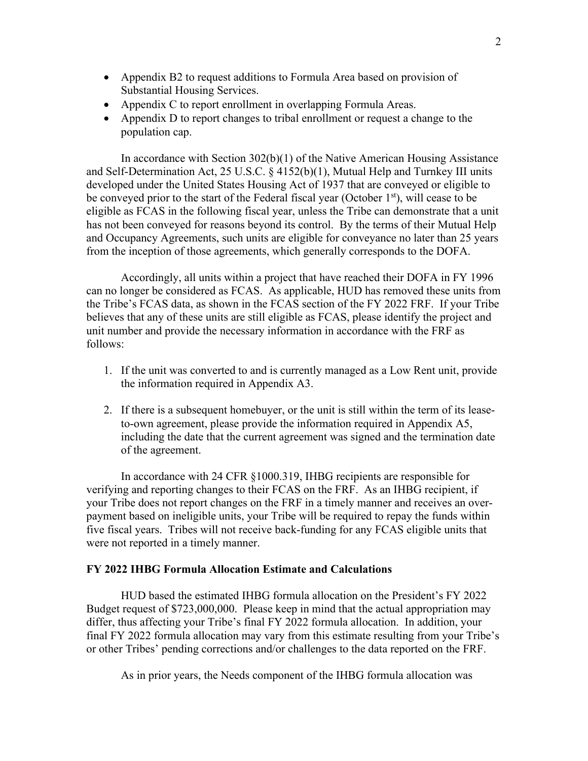- Appendix B2 to request additions to Formula Area based on provision of Substantial Housing Services.
- Appendix C to report enrollment in overlapping Formula Areas.
- Appendix D to report changes to tribal enrollment or request a change to the population cap.

In accordance with Section 302(b)(1) of the Native American Housing Assistance and Self-Determination Act, 25 U.S.C. § 4152(b)(1), Mutual Help and Turnkey III units developed under the United States Housing Act of 1937 that are conveyed or eligible to be conveyed prior to the start of the Federal fiscal year (October 1st), will cease to be eligible as FCAS in the following fiscal year, unless the Tribe can demonstrate that a unit has not been conveyed for reasons beyond its control. By the terms of their Mutual Help and Occupancy Agreements, such units are eligible for conveyance no later than 25 years from the inception of those agreements, which generally corresponds to the DOFA.

Accordingly, all units within a project that have reached their DOFA in FY 1996 can no longer be considered as FCAS. As applicable, HUD has removed these units from the Tribe's FCAS data, as shown in the FCAS section of the FY 2022 FRF. If your Tribe believes that any of these units are still eligible as FCAS, please identify the project and unit number and provide the necessary information in accordance with the FRF as follows:

1. If the unit was converted to and is currently managed as a Low Rent unit, provide the information required in Appendix A3.

2. If there is a subsequent homebuyer, or the unit is still within the term of its lease-to-own agreement, please provide the information required in Appendix A5, including the date that the current agreement was signed and the termination date of the agreement.

In accordance with 24 CFR §1000.319, IHBG recipients are responsible for verifying and reporting changes to their FCAS on the FRF. As an IHBG recipient, if your Tribe does not report changes on the FRF in a timely manner and receives an over-payment based on ineligible units, your Tribe will be required to repay the funds within five fiscal years. Tribes will not receive back-funding for any FCAS eligible units that were not reported in a timely manner.

**FY 2022 IHBG Formula Allocation Estimate and Calculations**

HUD based the estimated IHBG formula allocation on the President's FY 2022 Budget request of $723,000,000. Please keep in mind that the actual appropriation may differ, thus affecting your Tribe's final FY 2022 formula allocation. In addition, your final FY 2022 formula allocation may vary from this estimate resulting from your Tribe's or other Tribes' pending corrections and/or challenges to the data reported on the FRF.

As in prior years, the Needs component of the IHBG formula allocation was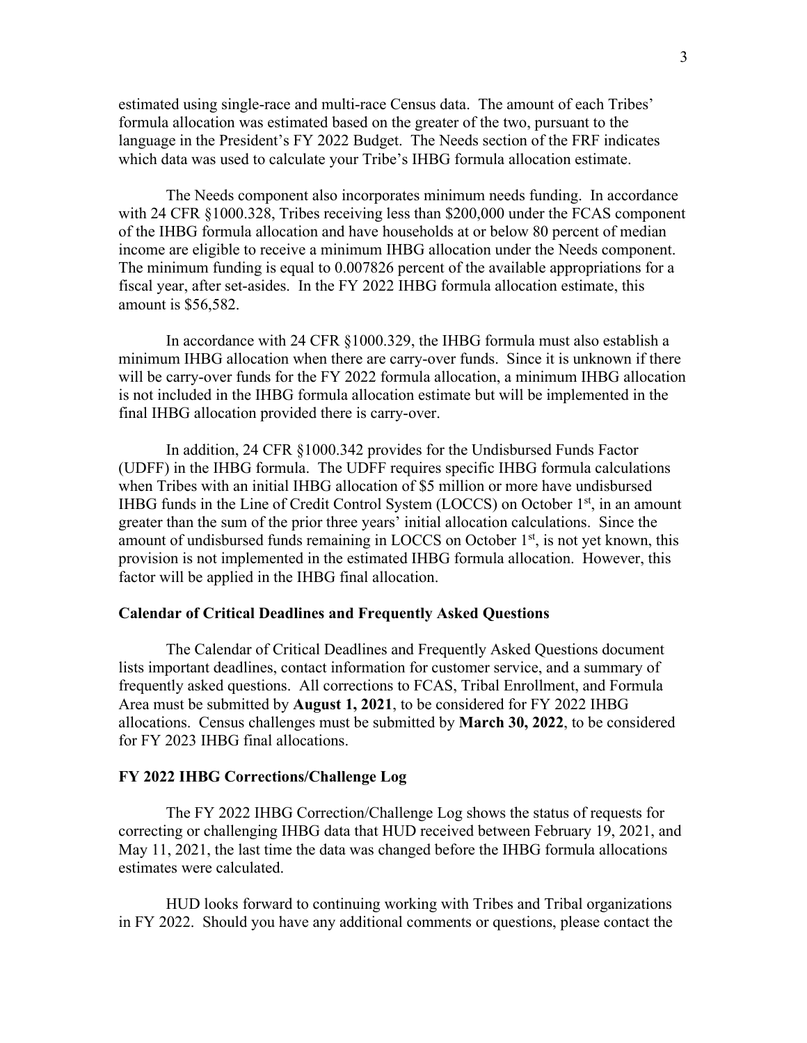estimated using single-race and multi-race Census data. The amount of each Tribes' formula allocation was estimated based on the greater of the two, pursuant to the language in the President's FY 2022 Budget. The Needs section of the FRF indicates which data was used to calculate your Tribe's IHBG formula allocation estimate.

The Needs component also incorporates minimum needs funding. In accordance with 24 CFR §1000.328, Tribes receiving less than $200,000 under the FCAS component of the IHBG formula allocation and have households at or below 80 percent of median income are eligible to receive a minimum IHBG allocation under the Needs component. The minimum funding is equal to 0.007826 percent of the available appropriations for a fiscal year, after set-asides. In the FY 2022 IHBG formula allocation estimate, this amount is $56,582.

In accordance with 24 CFR §1000.329, the IHBG formula must also establish a minimum IHBG allocation when there are carry-over funds. Since it is unknown if there will be carry-over funds for the FY 2022 formula allocation, a minimum IHBG allocation is not included in the IHBG formula allocation estimate but will be implemented in the final IHBG allocation provided there is carry-over.

In addition, 24 CFR §1000.342 provides for the Undisbursed Funds Factor (UDFF) in the IHBG formula. The UDFF requires specific IHBG formula calculations when Tribes with an initial IHBG allocation of $5 million or more have undisbursed IHBG funds in the Line of Credit Control System (LOCCS) on October 1st, in an amount greater than the sum of the prior three years' initial allocation calculations. Since the amount of undisbursed funds remaining in LOCCS on October 1st, is not yet known, this provision is not implemented in the estimated IHBG formula allocation. However, this factor will be applied in the IHBG final allocation.

### Calendar of Critical Deadlines and Frequently Asked Questions

The Calendar of Critical Deadlines and Frequently Asked Questions document lists important deadlines, contact information for customer service, and a summary of frequently asked questions. All corrections to FCAS, Tribal Enrollment, and Formula Area must be submitted by **August 1, 2021**, to be considered for FY 2022 IHBG allocations. Census challenges must be submitted by **March 30, 2022**, to be considered for FY 2023 IHBG final allocations.

### FY 2022 IHBG Corrections/Challenge Log

The FY 2022 IHBG Correction/Challenge Log shows the status of requests for correcting or challenging IHBG data that HUD received between February 19, 2021, and May 11, 2021, the last time the data was changed before the IHBG formula allocations estimates were calculated.

HUD looks forward to continuing working with Tribes and Tribal organizations in FY 2022. Should you have any additional comments or questions, please contact the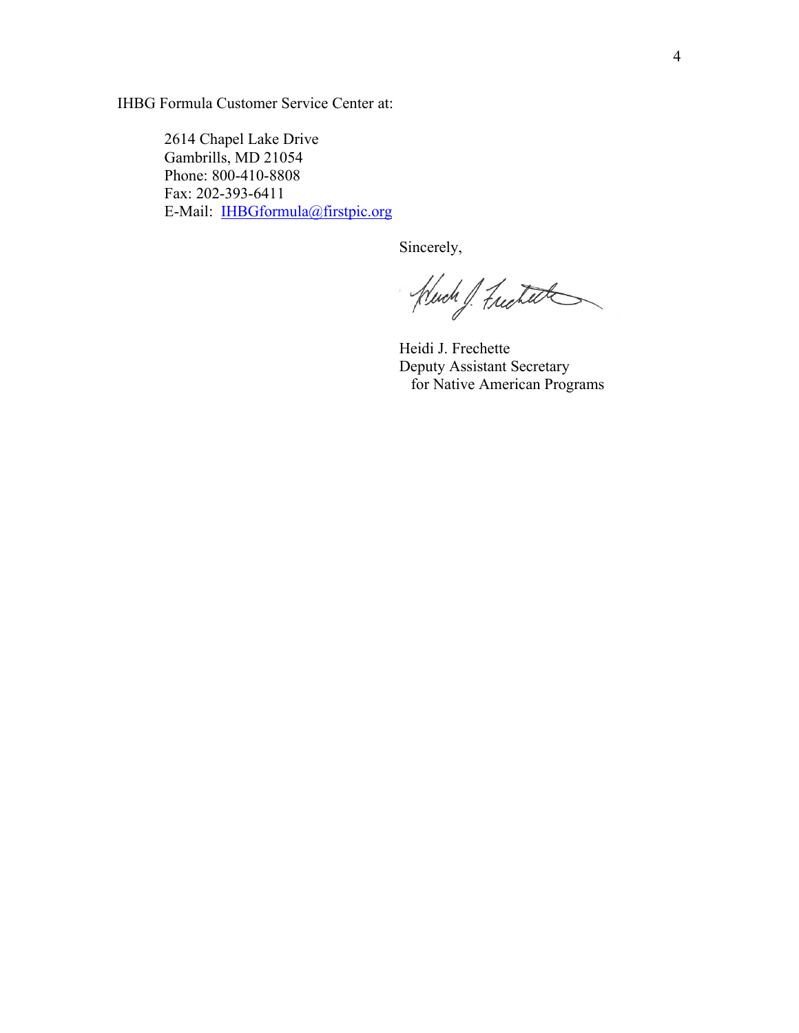IHBG Formula Customer Service Center at:

2614 Chapel Lake Drive
Gambrills, MD 21054
Phone: 800-410-8808
Fax: 202-393-6411
E-Mail: [IHBGformula@firstpic.org](mailto:IHBGformula@firstpic.org)

Sincerely,

Heidi J. Frechette
Deputy Assistant Secretary
for Native American Programs